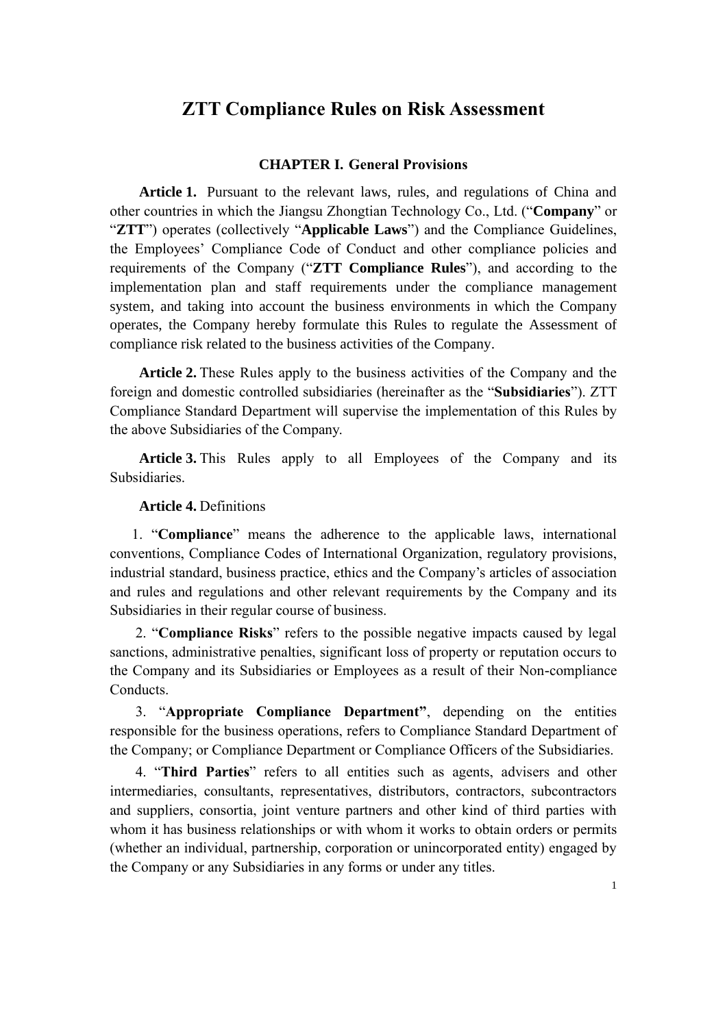# ZTT Compliance Rules on Risk Assessment

## CHAPTER I. General Provisions

**Article 1.** Pursuant to the relevant laws, rules, and regulations of China and other countries in which the Jiangsu Zhongtian Technology Co., Ltd. ("**Company**" or "**ZTT**") operates (collectively "**Applicable Laws**") and the Compliance Guidelines, the Employees' Compliance Code of Conduct and other compliance policies and requirements of the Company ("**ZTT Compliance Rules**"), and according to the implementation plan and staff requirements under the compliance management system, and taking into account the business environments in which the Company operates, the Company hereby formulate this Rules to regulate the Assessment of compliance risk related to the business activities of the Company.

**Article 2.** These Rules apply to the business activities of the Company and the foreign and domestic controlled subsidiaries (hereinafter as the "**Subsidiaries**"). ZTT Compliance Standard Department will supervise the implementation of this Rules by the above Subsidiaries of the Company.

**Article 3.** This Rules apply to all Employees of the Company and its Subsidiaries.

**Article 4.** Definitions

1. "**Compliance**" means the adherence to the applicable laws, international conventions, Compliance Codes of International Organization, regulatory provisions, industrial standard, business practice, ethics and the Company's articles of association and rules and regulations and other relevant requirements by the Company and its Subsidiaries in their regular course of business.

2. "**Compliance Risks**" refers to the possible negative impacts caused by legal sanctions, administrative penalties, significant loss of property or reputation occurs to the Company and its Subsidiaries or Employees as a result of their Non-compliance Conducts.

3. "**Appropriate Compliance Department"**, depending on the entities responsible for the business operations, refers to Compliance Standard Department of the Company; or Compliance Department or Compliance Officers of the Subsidiaries.

4. "**Third Parties**" refers to all entities such as agents, advisers and other intermediaries, consultants, representatives, distributors, contractors, subcontractors and suppliers, consortia, joint venture partners and other kind of third parties with whom it has business relationships or with whom it works to obtain orders or permits (whether an individual, partnership, corporation or unincorporated entity) engaged by the Company or any Subsidiaries in any forms or under any titles.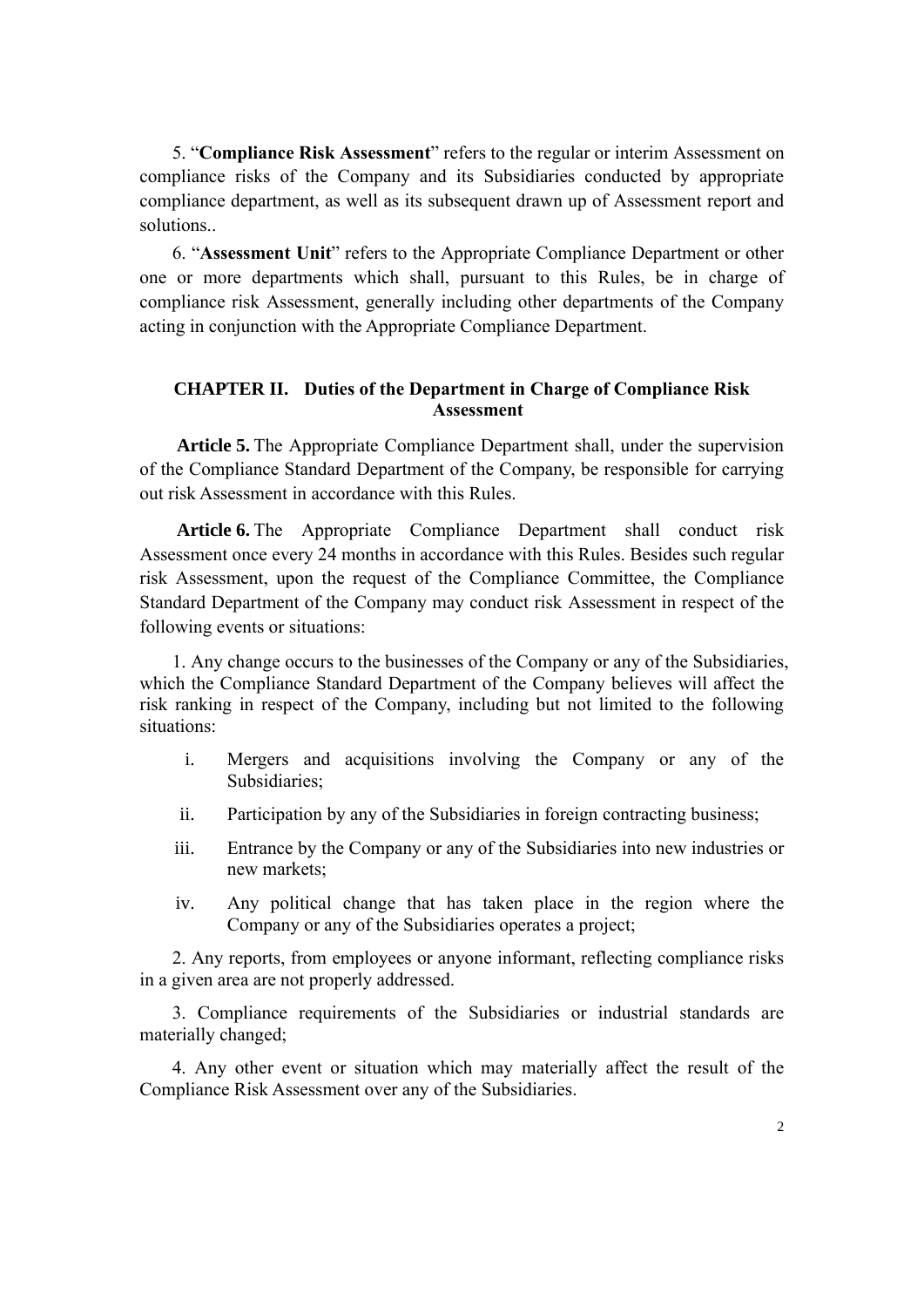5. “**Compliance Risk Assessment**” refers to the regular or interim Assessment on compliance risks of the Company and its Subsidiaries conducted by appropriate compliance department, as well as its subsequent drawn up of Assessment report and solutions..

6. “**Assessment Unit**” refers to the Appropriate Compliance Department or other one or more departments which shall, pursuant to this Rules, be in charge of compliance risk Assessment, generally including other departments of the Company acting in conjunction with the Appropriate Compliance Department.

## CHAPTER II. Duties of the Department in Charge of Compliance Risk Assessment

**Article 5.** The Appropriate Compliance Department shall, under the supervision of the Compliance Standard Department of the Company, be responsible for carrying out risk Assessment in accordance with this Rules.

**Article 6.** The Appropriate Compliance Department shall conduct risk Assessment once every 24 months in accordance with this Rules. Besides such regular risk Assessment, upon the request of the Compliance Committee, the Compliance Standard Department of the Company may conduct risk Assessment in respect of the following events or situations:

1. Any change occurs to the businesses of the Company or any of the Subsidiaries, which the Compliance Standard Department of the Company believes will affect the risk ranking in respect of the Company, including but not limited to the following situations:

   i. Mergers and acquisitions involving the Company or any of the Subsidiaries;

   ii. Participation by any of the Subsidiaries in foreign contracting business;

   iii. Entrance by the Company or any of the Subsidiaries into new industries or new markets;

   iv. Any political change that has taken place in the region where the Company or any of the Subsidiaries operates a project;

2. Any reports, from employees or anyone informant, reflecting compliance risks in a given area are not properly addressed.

3. Compliance requirements of the Subsidiaries or industrial standards are materially changed;

4. Any other event or situation which may materially affect the result of the Compliance Risk Assessment over any of the Subsidiaries.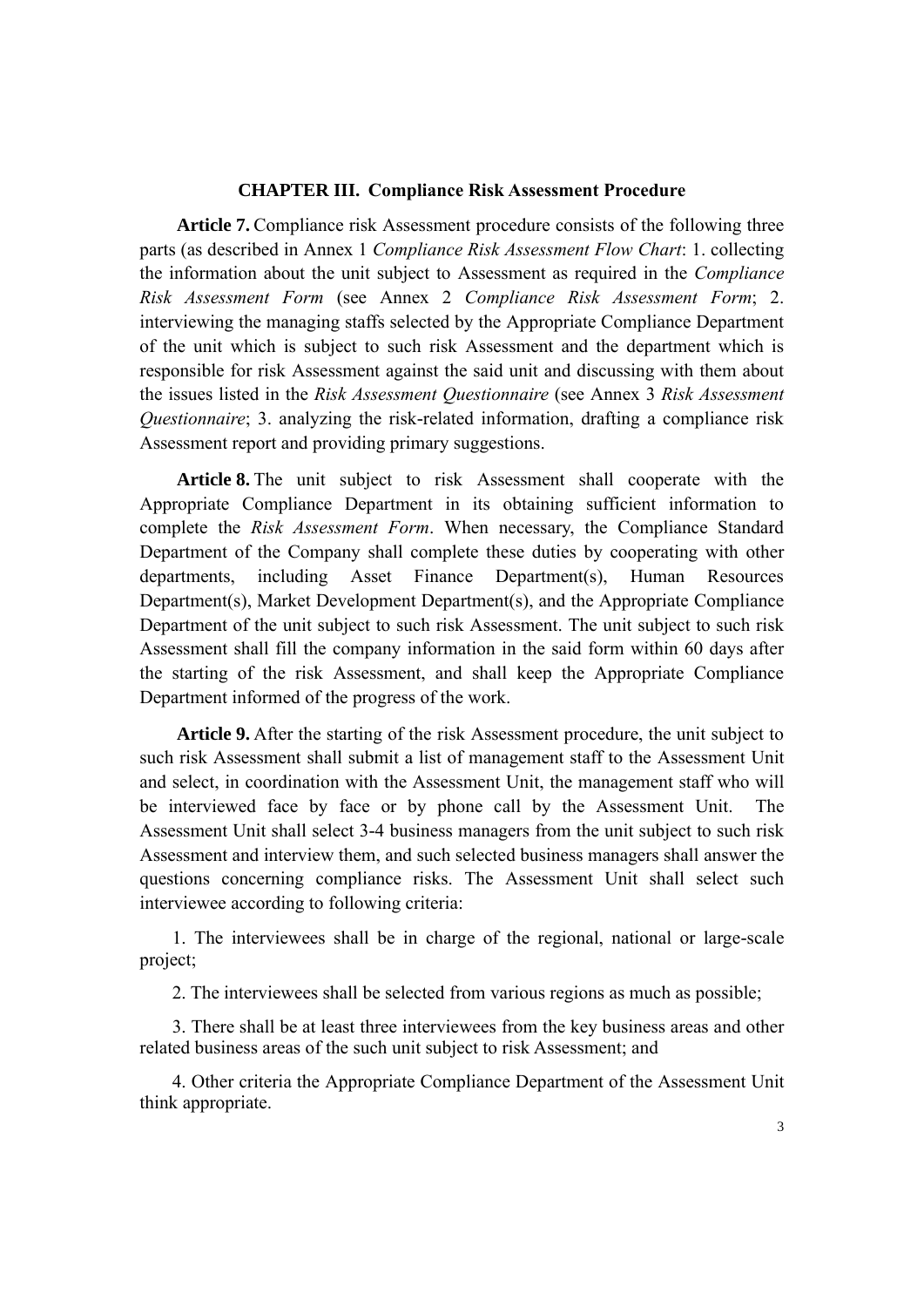## CHAPTER III. Compliance Risk Assessment Procedure

**Article 7.** Compliance risk Assessment procedure consists of the following three parts (as described in Annex 1 *Compliance Risk Assessment Flow Chart*: 1. collecting the information about the unit subject to Assessment as required in the *Compliance Risk Assessment Form* (see Annex 2 *Compliance Risk Assessment Form*; 2. interviewing the managing staffs selected by the Appropriate Compliance Department of the unit which is subject to such risk Assessment and the department which is responsible for risk Assessment against the said unit and discussing with them about the issues listed in the *Risk Assessment Questionnaire* (see Annex 3 *Risk Assessment Questionnaire*; 3. analyzing the risk-related information, drafting a compliance risk Assessment report and providing primary suggestions.

**Article 8.** The unit subject to risk Assessment shall cooperate with the Appropriate Compliance Department in its obtaining sufficient information to complete the *Risk Assessment Form*. When necessary, the Compliance Standard Department of the Company shall complete these duties by cooperating with other departments, including Asset Finance Department(s), Human Resources Department(s), Market Development Department(s), and the Appropriate Compliance Department of the unit subject to such risk Assessment. The unit subject to such risk Assessment shall fill the company information in the said form within 60 days after the starting of the risk Assessment, and shall keep the Appropriate Compliance Department informed of the progress of the work.

**Article 9.** After the starting of the risk Assessment procedure, the unit subject to such risk Assessment shall submit a list of management staff to the Assessment Unit and select, in coordination with the Assessment Unit, the management staff who will be interviewed face by face or by phone call by the Assessment Unit. The Assessment Unit shall select 3-4 business managers from the unit subject to such risk Assessment and interview them, and such selected business managers shall answer the questions concerning compliance risks. The Assessment Unit shall select such interviewee according to following criteria:

1. The interviewees shall be in charge of the regional, national or large-scale project;

2. The interviewees shall be selected from various regions as much as possible;

3. There shall be at least three interviewees from the key business areas and other related business areas of the such unit subject to risk Assessment; and

4. Other criteria the Appropriate Compliance Department of the Assessment Unit think appropriate.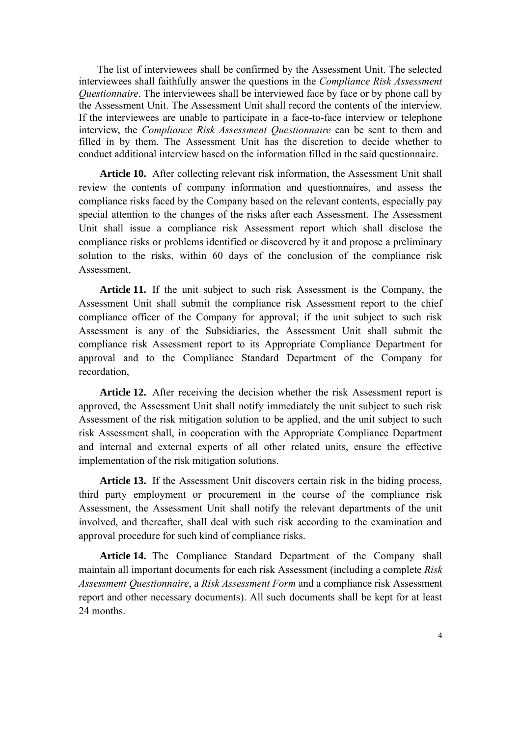The list of interviewees shall be confirmed by the Assessment Unit. The selected interviewees shall faithfully answer the questions in the *Compliance Risk Assessment Questionnaire*. The interviewees shall be interviewed face by face or by phone call by the Assessment Unit. The Assessment Unit shall record the contents of the interview. If the interviewees are unable to participate in a face-to-face interview or telephone interview, the *Compliance Risk Assessment Questionnaire* can be sent to them and filled in by them. The Assessment Unit has the discretion to decide whether to conduct additional interview based on the information filled in the said questionnaire.

**Article 10.** After collecting relevant risk information, the Assessment Unit shall review the contents of company information and questionnaires, and assess the compliance risks faced by the Company based on the relevant contents, especially pay special attention to the changes of the risks after each Assessment. The Assessment Unit shall issue a compliance risk Assessment report which shall disclose the compliance risks or problems identified or discovered by it and propose a preliminary solution to the risks, within 60 days of the conclusion of the compliance risk Assessment,

**Article 11.** If the unit subject to such risk Assessment is the Company, the Assessment Unit shall submit the compliance risk Assessment report to the chief compliance officer of the Company for approval; if the unit subject to such risk Assessment is any of the Subsidiaries, the Assessment Unit shall submit the compliance risk Assessment report to its Appropriate Compliance Department for approval and to the Compliance Standard Department of the Company for recordation,

**Article 12.** After receiving the decision whether the risk Assessment report is approved, the Assessment Unit shall notify immediately the unit subject to such risk Assessment of the risk mitigation solution to be applied, and the unit subject to such risk Assessment shall, in cooperation with the Appropriate Compliance Department and internal and external experts of all other related units, ensure the effective implementation of the risk mitigation solutions.

**Article 13.** If the Assessment Unit discovers certain risk in the biding process, third party employment or procurement in the course of the compliance risk Assessment, the Assessment Unit shall notify the relevant departments of the unit involved, and thereafter, shall deal with such risk according to the examination and approval procedure for such kind of compliance risks.

**Article 14.** The Compliance Standard Department of the Company shall maintain all important documents for each risk Assessment (including a complete *Risk Assessment Questionnaire*, a *Risk Assessment Form* and a compliance risk Assessment report and other necessary documents). All such documents shall be kept for at least 24 months.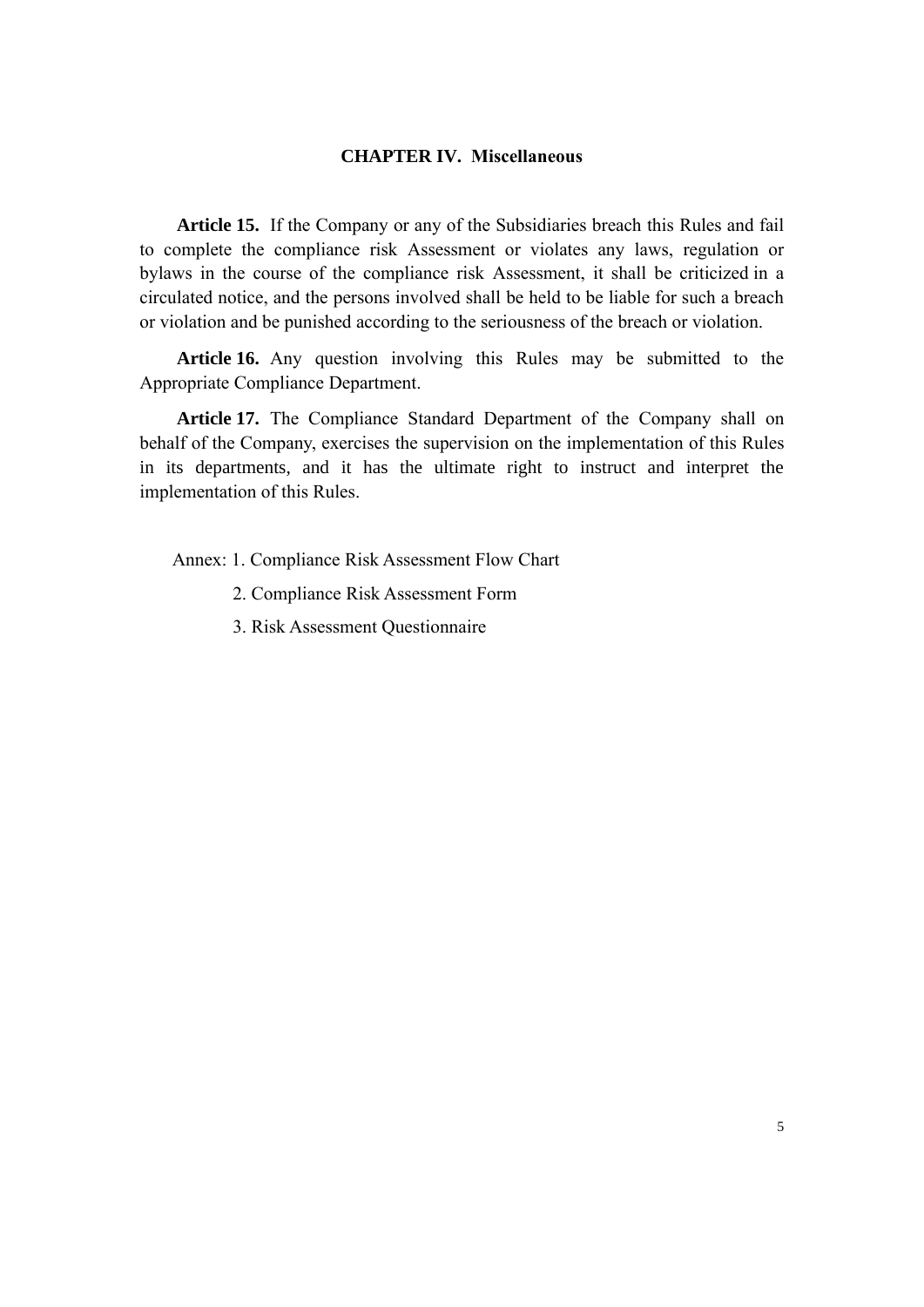## CHAPTER IV. Miscellaneous

**Article 15.** If the Company or any of the Subsidiaries breach this Rules and fail to complete the compliance risk Assessment or violates any laws, regulation or bylaws in the course of the compliance risk Assessment, it shall be criticized in a circulated notice, and the persons involved shall be held to be liable for such a breach or violation and be punished according to the seriousness of the breach or violation.

**Article 16.** Any question involving this Rules may be submitted to the Appropriate Compliance Department.

**Article 17.** The Compliance Standard Department of the Company shall on behalf of the Company, exercises the supervision on the implementation of this Rules in its departments, and it has the ultimate right to instruct and interpret the implementation of this Rules.

Annex: 1. Compliance Risk Assessment Flow Chart

2. Compliance Risk Assessment Form

3. Risk Assessment Questionnaire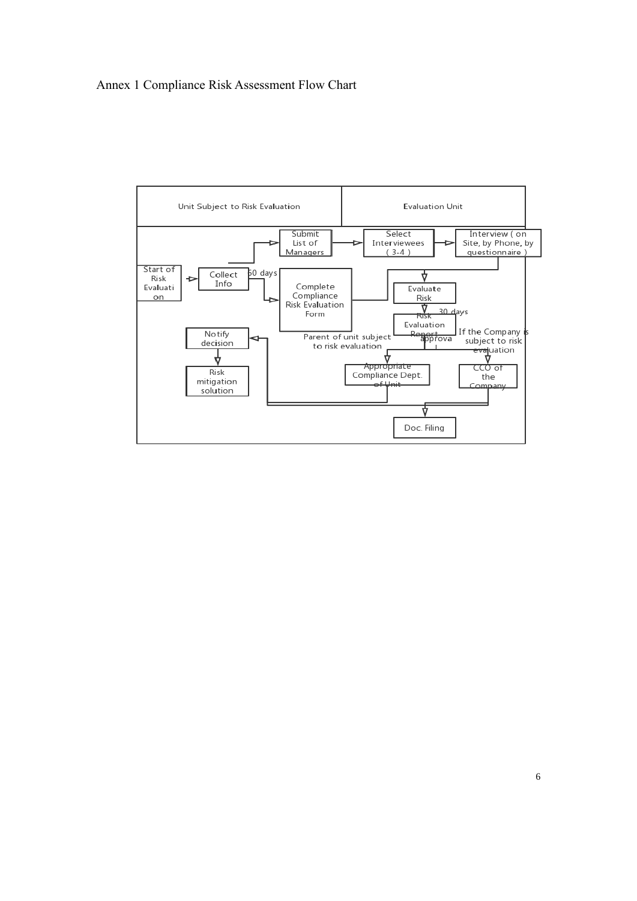Annex 1 Compliance Risk Assessment Flow Chart

| Unit Subject to Risk Evaluation | Evaluation Unit |
| --- | --- |

Start of Risk Evaluation → Collect Info → Submit List of Managers → Select Interviewees (3-4) → Interview (on Site, by Phone, by questionnaire)

Collect Info → (60 days) → Complete Compliance Risk Evaluation Form

Interview / Complete Compliance Risk Evaluation Form → Evaluate Risk → (30 days) → Risk Evaluation Report

Risk Evaluation Report → approval → Appropriate Compliance Dept. of Unit (Parent of unit subject to risk evaluation)

Risk Evaluation Report → approval → CCO of the Company (If the Company is subject to risk evaluation)

Appropriate Compliance Dept. of Unit → Notify decision → Risk mitigation solution

Appropriate Compliance Dept. of Unit / CCO of the Company → Doc. Filing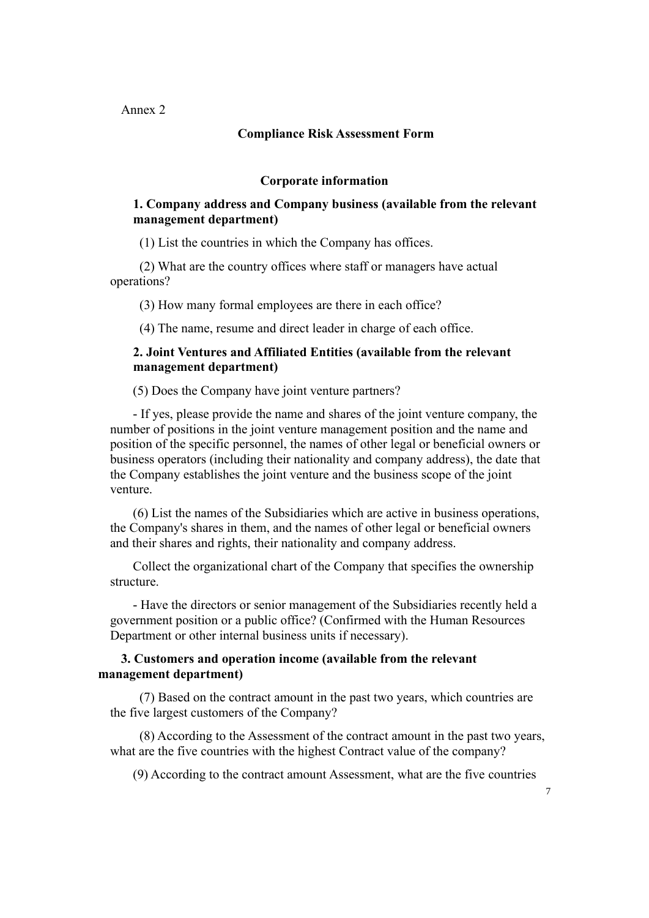Annex 2

## Compliance Risk Assessment Form

### Corporate information

**1. Company address and Company business (available from the relevant management department)**

(1) List the countries in which the Company has offices.

(2) What are the country offices where staff or managers have actual operations?

(3) How many formal employees are there in each office?

(4) The name, resume and direct leader in charge of each office.

**2. Joint Ventures and Affiliated Entities (available from the relevant management department)**

(5) Does the Company have joint venture partners?

- If yes, please provide the name and shares of the joint venture company, the number of positions in the joint venture management position and the name and position of the specific personnel, the names of other legal or beneficial owners or business operators (including their nationality and company address), the date that the Company establishes the joint venture and the business scope of the joint venture.

(6) List the names of the Subsidiaries which are active in business operations, the Company's shares in them, and the names of other legal or beneficial owners and their shares and rights, their nationality and company address.

Collect the organizational chart of the Company that specifies the ownership structure.

- Have the directors or senior management of the Subsidiaries recently held a government position or a public office? (Confirmed with the Human Resources Department or other internal business units if necessary).

**3. Customers and operation income (available from the relevant management department)**

(7) Based on the contract amount in the past two years, which countries are the five largest customers of the Company?

(8) According to the Assessment of the contract amount in the past two years, what are the five countries with the highest Contract value of the company?

(9) According to the contract amount Assessment, what are the five countries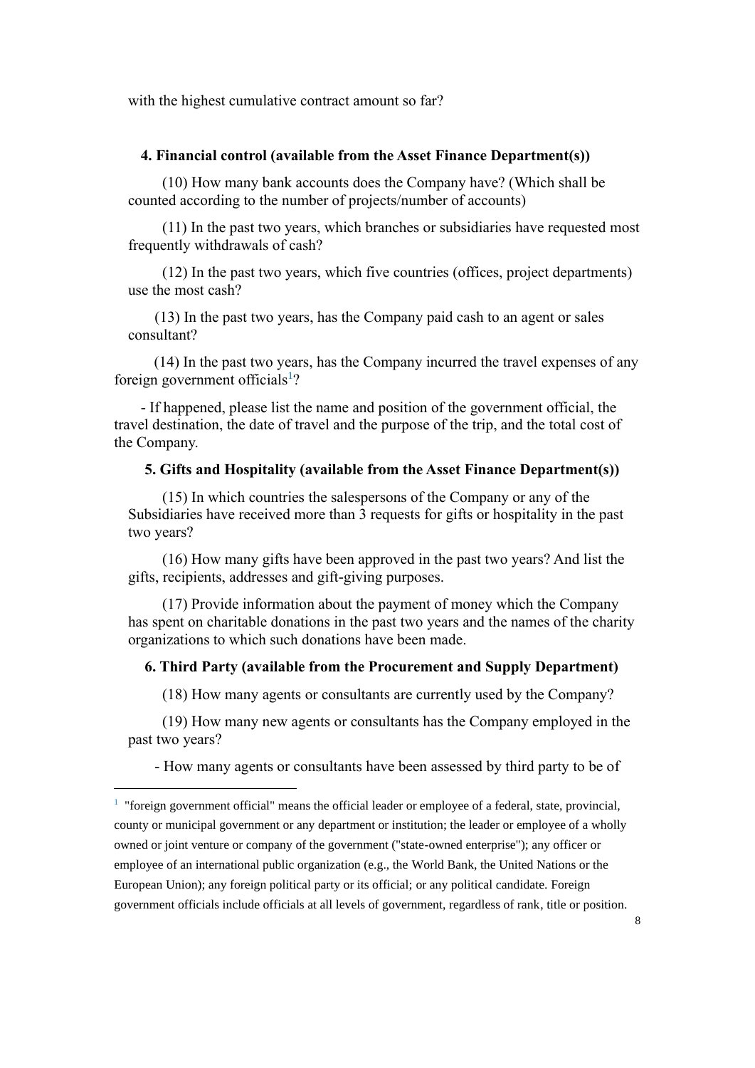with the highest cumulative contract amount so far?

**4. Financial control (available from the Asset Finance Department(s))**

(10) How many bank accounts does the Company have? (Which shall be counted according to the number of projects/number of accounts)

(11) In the past two years, which branches or subsidiaries have requested most frequently withdrawals of cash?

(12) In the past two years, which five countries (offices, project departments) use the most cash?

(13) In the past two years, has the Company paid cash to an agent or sales consultant?

(14) In the past two years, has the Company incurred the travel expenses of any foreign government officials[1]?

- If happened, please list the name and position of the government official, the travel destination, the date of travel and the purpose of the trip, and the total cost of the Company.

**5. Gifts and Hospitality (available from the Asset Finance Department(s))**

(15) In which countries the salespersons of the Company or any of the Subsidiaries have received more than 3 requests for gifts or hospitality in the past two years?

(16) How many gifts have been approved in the past two years? And list the gifts, recipients, addresses and gift-giving purposes.

(17) Provide information about the payment of money which the Company has spent on charitable donations in the past two years and the names of the charity organizations to which such donations have been made.

**6. Third Party (available from the Procurement and Supply Department)**

(18) How many agents or consultants are currently used by the Company?

(19) How many new agents or consultants has the Company employed in the past two years?

- How many agents or consultants have been assessed by third party to be of

---

[1] "foreign government official" means the official leader or employee of a federal, state, provincial, county or municipal government or any department or institution; the leader or employee of a wholly owned or joint venture or company of the government ("state-owned enterprise"); any officer or employee of an international public organization (e.g., the World Bank, the United Nations or the European Union); any foreign political party or its official; or any political candidate. Foreign government officials include officials at all levels of government, regardless of rank, title or position.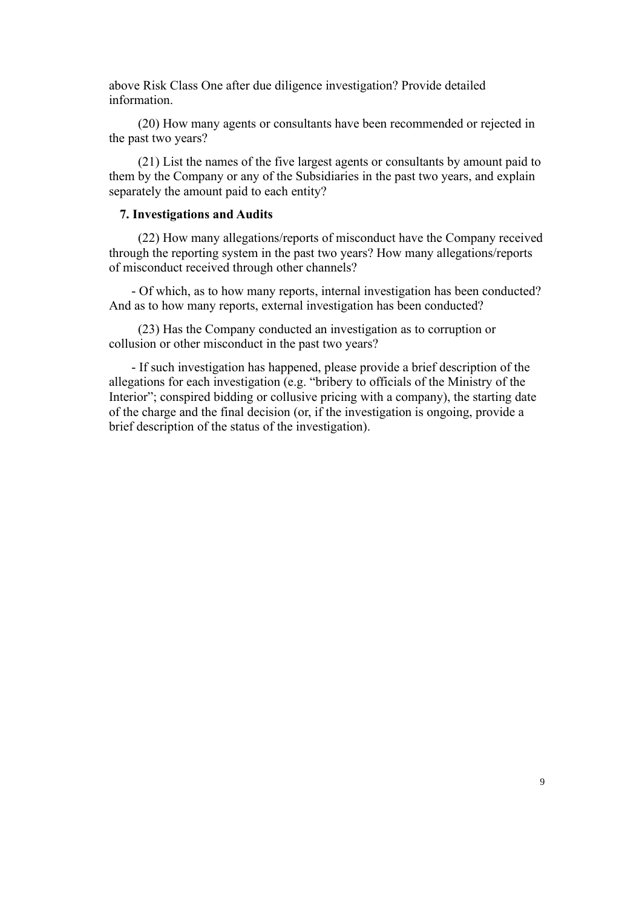above Risk Class One after due diligence investigation? Provide detailed information.

(20) How many agents or consultants have been recommended or rejected in the past two years?

(21) List the names of the five largest agents or consultants by amount paid to them by the Company or any of the Subsidiaries in the past two years, and explain separately the amount paid to each entity?

**7. Investigations and Audits**

(22) How many allegations/reports of misconduct have the Company received through the reporting system in the past two years? How many allegations/reports of misconduct received through other channels?

- Of which, as to how many reports, internal investigation has been conducted? And as to how many reports, external investigation has been conducted?

(23) Has the Company conducted an investigation as to corruption or collusion or other misconduct in the past two years?

- If such investigation has happened, please provide a brief description of the allegations for each investigation (e.g. "bribery to officials of the Ministry of the Interior"; conspired bidding or collusive pricing with a company), the starting date of the charge and the final decision (or, if the investigation is ongoing, provide a brief description of the status of the investigation).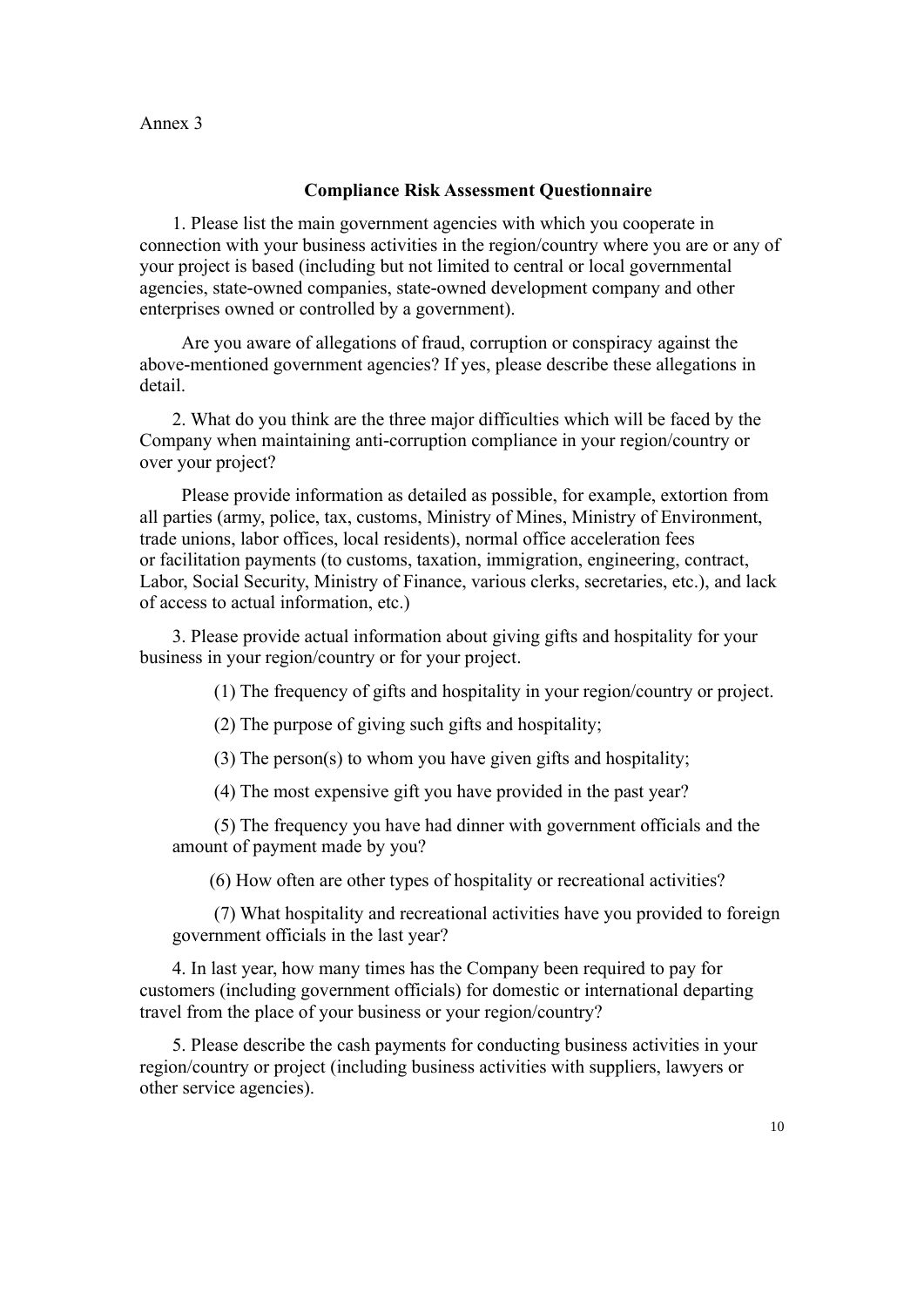Annex 3

## Compliance Risk Assessment Questionnaire

1. Please list the main government agencies with which you cooperate in connection with your business activities in the region/country where you are or any of your project is based (including but not limited to central or local governmental agencies, state-owned companies, state-owned development company and other enterprises owned or controlled by a government).

Are you aware of allegations of fraud, corruption or conspiracy against the above-mentioned government agencies? If yes, please describe these allegations in detail.

2. What do you think are the three major difficulties which will be faced by the Company when maintaining anti-corruption compliance in your region/country or over your project?

Please provide information as detailed as possible, for example, extortion from all parties (army, police, tax, customs, Ministry of Mines, Ministry of Environment, trade unions, labor offices, local residents), normal office acceleration fees or facilitation payments (to customs, taxation, immigration, engineering, contract, Labor, Social Security, Ministry of Finance, various clerks, secretaries, etc.), and lack of access to actual information, etc.)

3. Please provide actual information about giving gifts and hospitality for your business in your region/country or for your project.

(1) The frequency of gifts and hospitality in your region/country or project.

(2) The purpose of giving such gifts and hospitality;

(3) The person(s) to whom you have given gifts and hospitality;

(4) The most expensive gift you have provided in the past year?

(5) The frequency you have had dinner with government officials and the amount of payment made by you?

(6) How often are other types of hospitality or recreational activities?

(7) What hospitality and recreational activities have you provided to foreign government officials in the last year?

4. In last year, how many times has the Company been required to pay for customers (including government officials) for domestic or international departing travel from the place of your business or your region/country?

5. Please describe the cash payments for conducting business activities in your region/country or project (including business activities with suppliers, lawyers or other service agencies).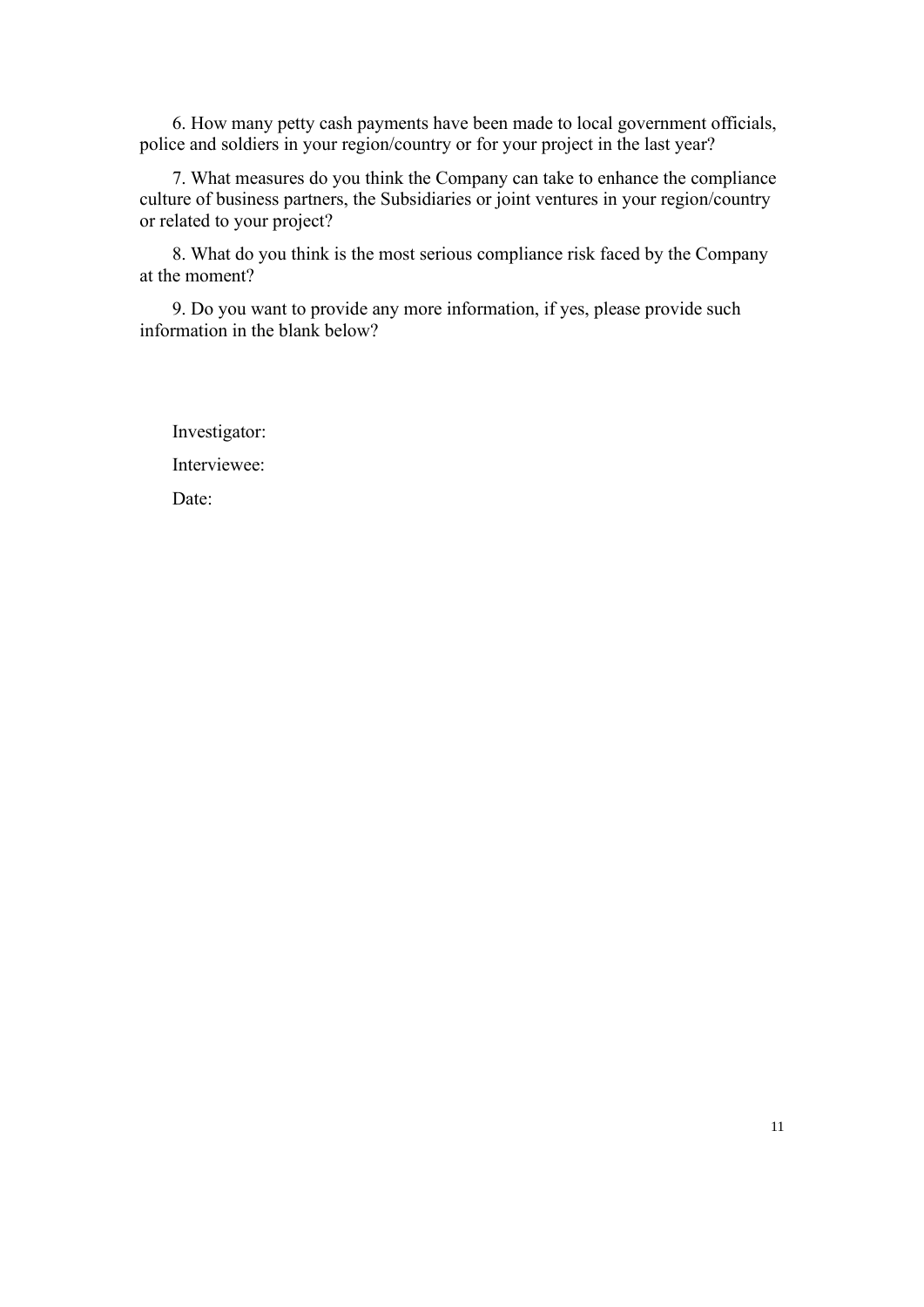6. How many petty cash payments have been made to local government officials, police and soldiers in your region/country or for your project in the last year?

7. What measures do you think the Company can take to enhance the compliance culture of business partners, the Subsidiaries or joint ventures in your region/country or related to your project?

8. What do you think is the most serious compliance risk faced by the Company at the moment?

9. Do you want to provide any more information, if yes, please provide such information in the blank below?

Investigator:

Interviewee:

Date: